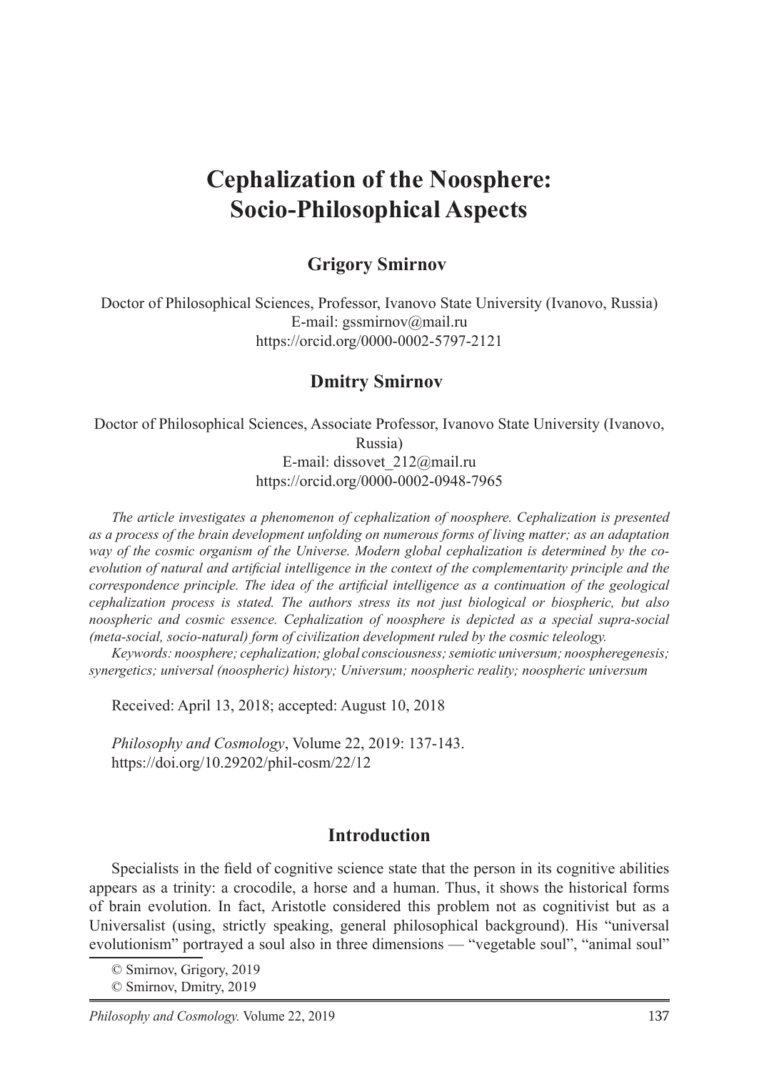# Cephalization of the Noosphere: Socio-Philosophical Aspects

**Grigory Smirnov**

Doctor of Philosophical Sciences, Professor, Ivanovo State University (Ivanovo, Russia)
E-mail: gssmirnov@mail.ru
https://orcid.org/0000-0002-5797-2121

**Dmitry Smirnov**

Doctor of Philosophical Sciences, Associate Professor, Ivanovo State University (Ivanovo, Russia)
E-mail: dissovet_212@mail.ru
https://orcid.org/0000-0002-0948-7965

*The article investigates a phenomenon of cephalization of noosphere. Cephalization is presented as a process of the brain development unfolding on numerous forms of living matter; as an adaptation way of the cosmic organism of the Universe. Modern global cephalization is determined by the co-evolution of natural and artificial intelligence in the context of the complementarity principle and the correspondence principle. The idea of the artificial intelligence as a continuation of the geological cephalization process is stated. The authors stress its not just biological or biospheric, but also noospheric and cosmic essence. Cephalization of noosphere is depicted as a special supra-social (meta-social, socio-natural) form of civilization development ruled by the cosmic teleology.*

*Keywords: noosphere; cephalization; global consciousness; semiotic universum; noospheregenesis; synergetics; universal (noospheric) history; Universum; noospheric reality; noospheric universum*

Received: April 13, 2018; accepted: August 10, 2018

*Philosophy and Cosmology*, Volume 22, 2019: 137-143.
https://doi.org/10.29202/phil-cosm/22/12

## Introduction

Specialists in the field of cognitive science state that the person in its cognitive abilities appears as a trinity: a crocodile, a horse and a human. Thus, it shows the historical forms of brain evolution. In fact, Aristotle considered this problem not as cognitivist but as a Universalist (using, strictly speaking, general philosophical background). His "universal evolutionism" portrayed a soul also in three dimensions — "vegetable soul", "animal soul"

© Smirnov, Grigory, 2019
© Smirnov, Dmitry, 2019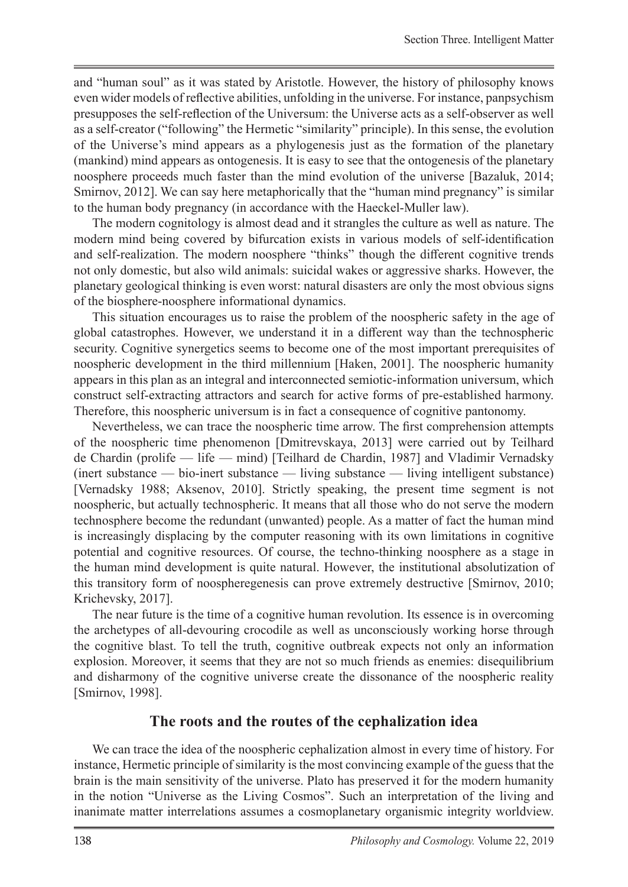and "human soul" as it was stated by Aristotle. However, the history of philosophy knows even wider models of reflective abilities, unfolding in the universe. For instance, panpsychism presupposes the self-reflection of the Universum: the Universe acts as a self-observer as well as a self-creator ("following" the Hermetic "similarity" principle). In this sense, the evolution of the Universe's mind appears as a phylogenesis just as the formation of the planetary (mankind) mind appears as ontogenesis. It is easy to see that the ontogenesis of the planetary noosphere proceeds much faster than the mind evolution of the universe [Bazaluk, 2014; Smirnov, 2012]. We can say here metaphorically that the "human mind pregnancy" is similar to the human body pregnancy (in accordance with the Haeckel-Muller law).

The modern cognitology is almost dead and it strangles the culture as well as nature. The modern mind being covered by bifurcation exists in various models of self-identification and self-realization. The modern noosphere "thinks" though the different cognitive trends not only domestic, but also wild animals: suicidal wakes or aggressive sharks. However, the planetary geological thinking is even worst: natural disasters are only the most obvious signs of the biosphere-noosphere informational dynamics.

This situation encourages us to raise the problem of the noospheric safety in the age of global catastrophes. However, we understand it in a different way than the technospheric security. Cognitive synergetics seems to become one of the most important prerequisites of noospheric development in the third millennium [Haken, 2001]. The noospheric humanity appears in this plan as an integral and interconnected semiotic-information universum, which construct self-extracting attractors and search for active forms of pre-established harmony. Therefore, this noospheric universum is in fact a consequence of cognitive pantonomy.

Nevertheless, we can trace the noospheric time arrow. The first comprehension attempts of the noospheric time phenomenon [Dmitrevskaya, 2013] were carried out by Teilhard de Chardin (prolife — life — mind) [Teilhard de Chardin, 1987] and Vladimir Vernadsky (inert substance — bio-inert substance — living substance — living intelligent substance) [Vernadsky 1988; Aksenov, 2010]. Strictly speaking, the present time segment is not noospheric, but actually technospheric. It means that all those who do not serve the modern technosphere become the redundant (unwanted) people. As a matter of fact the human mind is increasingly displacing by the computer reasoning with its own limitations in cognitive potential and cognitive resources. Of course, the techno-thinking noosphere as a stage in the human mind development is quite natural. However, the institutional absolutization of this transitory form of noospheregenesis can prove extremely destructive [Smirnov, 2010; Krichevsky, 2017].

The near future is the time of a cognitive human revolution. Its essence is in overcoming the archetypes of all-devouring crocodile as well as unconsciously working horse through the cognitive blast. To tell the truth, cognitive outbreak expects not only an information explosion. Moreover, it seems that they are not so much friends as enemies: disequilibrium and disharmony of the cognitive universe create the dissonance of the noospheric reality [Smirnov, 1998].

## The roots and the routes of the cephalization idea

We can trace the idea of the noospheric cephalization almost in every time of history. For instance, Hermetic principle of similarity is the most convincing example of the guess that the brain is the main sensitivity of the universe. Plato has preserved it for the modern humanity in the notion "Universe as the Living Cosmos". Such an interpretation of the living and inanimate matter interrelations assumes a cosmoplanetary organismic integrity worldview.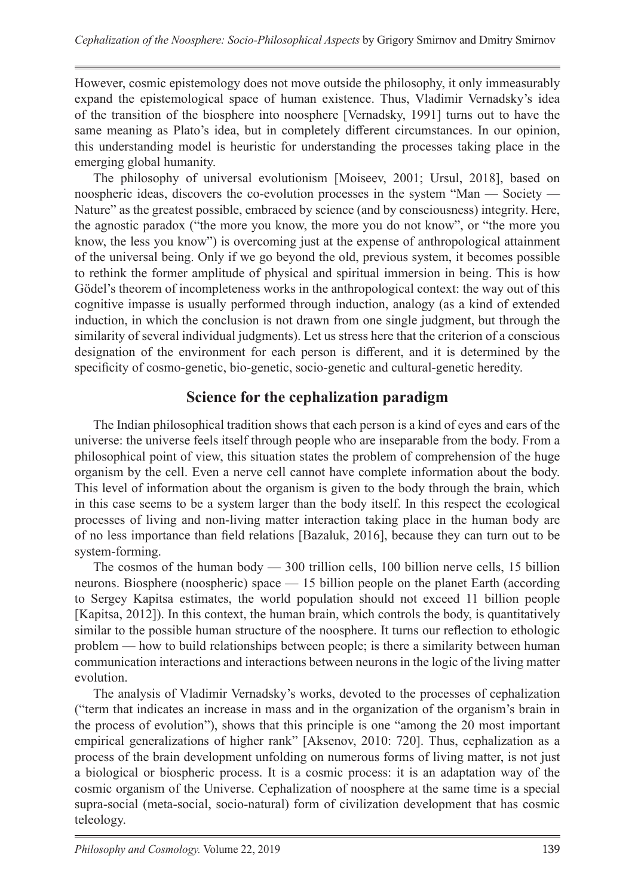However, cosmic epistemology does not move outside the philosophy, it only immeasurably expand the epistemological space of human existence. Thus, Vladimir Vernadsky's idea of the transition of the biosphere into noosphere [Vernadsky, 1991] turns out to have the same meaning as Plato's idea, but in completely different circumstances. In our opinion, this understanding model is heuristic for understanding the processes taking place in the emerging global humanity.

The philosophy of universal evolutionism [Moiseev, 2001; Ursul, 2018], based on noospheric ideas, discovers the co-evolution processes in the system "Man — Society — Nature" as the greatest possible, embraced by science (and by consciousness) integrity. Here, the agnostic paradox ("the more you know, the more you do not know", or "the more you know, the less you know") is overcoming just at the expense of anthropological attainment of the universal being. Only if we go beyond the old, previous system, it becomes possible to rethink the former amplitude of physical and spiritual immersion in being. This is how Gödel's theorem of incompleteness works in the anthropological context: the way out of this cognitive impasse is usually performed through induction, analogy (as a kind of extended induction, in which the conclusion is not drawn from one single judgment, but through the similarity of several individual judgments). Let us stress here that the criterion of a conscious designation of the environment for each person is different, and it is determined by the specificity of cosmo-genetic, bio-genetic, socio-genetic and cultural-genetic heredity.

## Science for the cephalization paradigm

The Indian philosophical tradition shows that each person is a kind of eyes and ears of the universe: the universe feels itself through people who are inseparable from the body. From a philosophical point of view, this situation states the problem of comprehension of the huge organism by the cell. Even a nerve cell cannot have complete information about the body. This level of information about the organism is given to the body through the brain, which in this case seems to be a system larger than the body itself. In this respect the ecological processes of living and non-living matter interaction taking place in the human body are of no less importance than field relations [Bazaluk, 2016], because they can turn out to be system-forming.

The cosmos of the human body — 300 trillion cells, 100 billion nerve cells, 15 billion neurons. Biosphere (noospheric) space — 15 billion people on the planet Earth (according to Sergey Kapitsa estimates, the world population should not exceed 11 billion people [Kapitsa, 2012]). In this context, the human brain, which controls the body, is quantitatively similar to the possible human structure of the noosphere. It turns our reflection to ethologic problem — how to build relationships between people; is there a similarity between human communication interactions and interactions between neurons in the logic of the living matter evolution.

The analysis of Vladimir Vernadsky's works, devoted to the processes of cephalization ("term that indicates an increase in mass and in the organization of the organism's brain in the process of evolution"), shows that this principle is one "among the 20 most important empirical generalizations of higher rank" [Aksenov, 2010: 720]. Thus, cephalization as a process of the brain development unfolding on numerous forms of living matter, is not just a biological or biospheric process. It is a cosmic process: it is an adaptation way of the cosmic organism of the Universe. Cephalization of noosphere at the same time is a special supra-social (meta-social, socio-natural) form of civilization development that has cosmic teleology.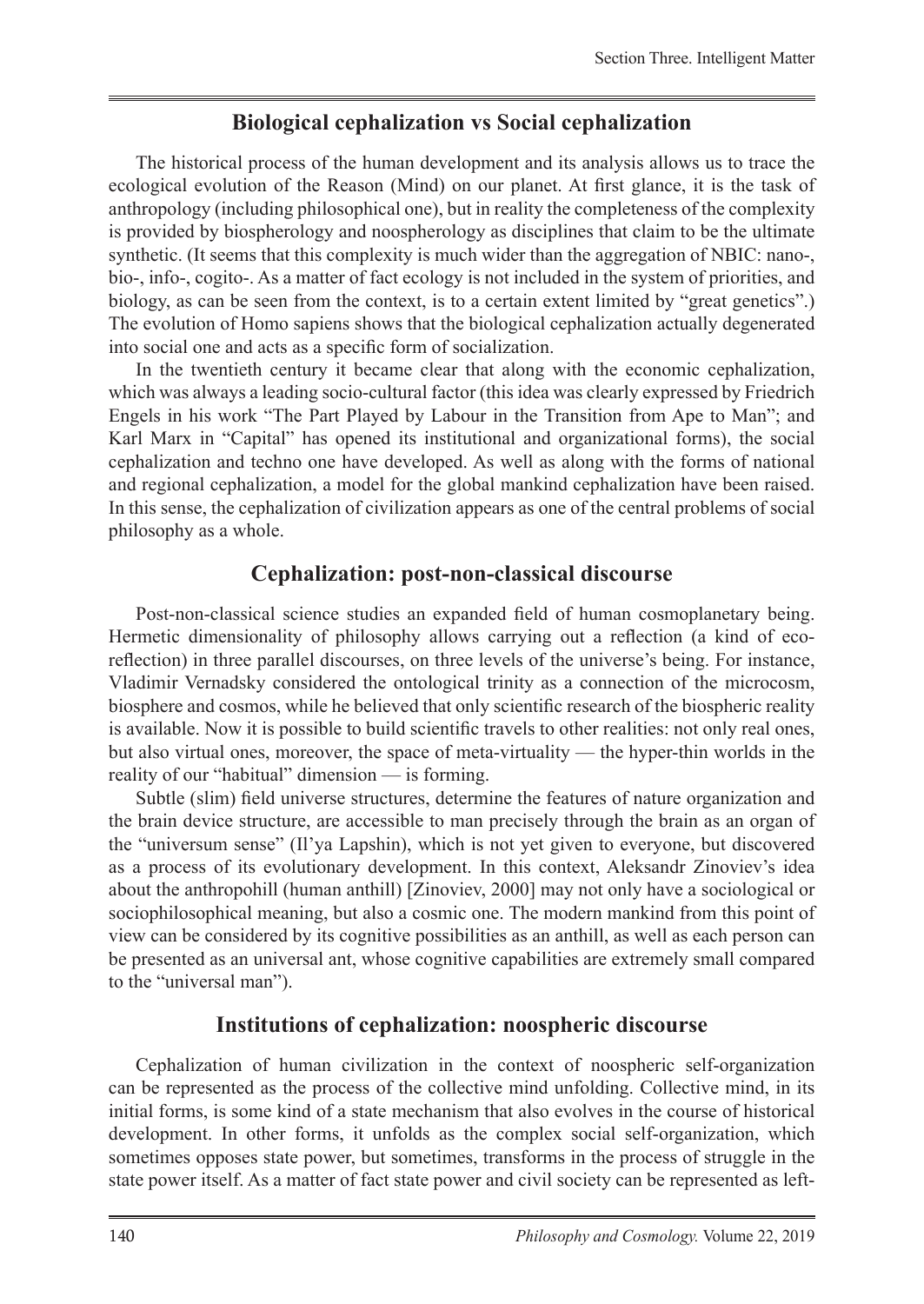## Biological cephalization vs Social cephalization

The historical process of the human development and its analysis allows us to trace the ecological evolution of the Reason (Mind) on our planet. At first glance, it is the task of anthropology (including philosophical one), but in reality the completeness of the complexity is provided by biospherology and noospherology as disciplines that claim to be the ultimate synthetic. (It seems that this complexity is much wider than the aggregation of NBIC: nano-, bio-, info-, cogito-. As a matter of fact ecology is not included in the system of priorities, and biology, as can be seen from the context, is to a certain extent limited by "great genetics".) The evolution of Homo sapiens shows that the biological cephalization actually degenerated into social one and acts as a specific form of socialization.

In the twentieth century it became clear that along with the economic cephalization, which was always a leading socio-cultural factor (this idea was clearly expressed by Friedrich Engels in his work "The Part Played by Labour in the Transition from Ape to Man"; and Karl Marx in "Capital" has opened its institutional and organizational forms), the social cephalization and techno one have developed. As well as along with the forms of national and regional cephalization, a model for the global mankind cephalization have been raised. In this sense, the cephalization of civilization appears as one of the central problems of social philosophy as a whole.

## Cephalization: post-non-classical discourse

Post-non-classical science studies an expanded field of human cosmoplanetary being. Hermetic dimensionality of philosophy allows carrying out a reflection (a kind of eco-reflection) in three parallel discourses, on three levels of the universe's being. For instance, Vladimir Vernadsky considered the ontological trinity as a connection of the microcosm, biosphere and cosmos, while he believed that only scientific research of the biospheric reality is available. Now it is possible to build scientific travels to other realities: not only real ones, but also virtual ones, moreover, the space of meta-virtuality — the hyper-thin worlds in the reality of our "habitual" dimension — is forming.

Subtle (slim) field universe structures, determine the features of nature organization and the brain device structure, are accessible to man precisely through the brain as an organ of the "universum sense" (Il'ya Lapshin), which is not yet given to everyone, but discovered as a process of its evolutionary development. In this context, Aleksandr Zinoviev's idea about the anthropohill (human anthill) [Zinoviev, 2000] may not only have a sociological or sociophilosophical meaning, but also a cosmic one. The modern mankind from this point of view can be considered by its cognitive possibilities as an anthill, as well as each person can be presented as an universal ant, whose cognitive capabilities are extremely small compared to the "universal man").

## Institutions of cephalization: noospheric discourse

Cephalization of human civilization in the context of noospheric self-organization can be represented as the process of the collective mind unfolding. Collective mind, in its initial forms, is some kind of a state mechanism that also evolves in the course of historical development. In other forms, it unfolds as the complex social self-organization, which sometimes opposes state power, but sometimes, transforms in the process of struggle in the state power itself. As a matter of fact state power and civil society can be represented as left-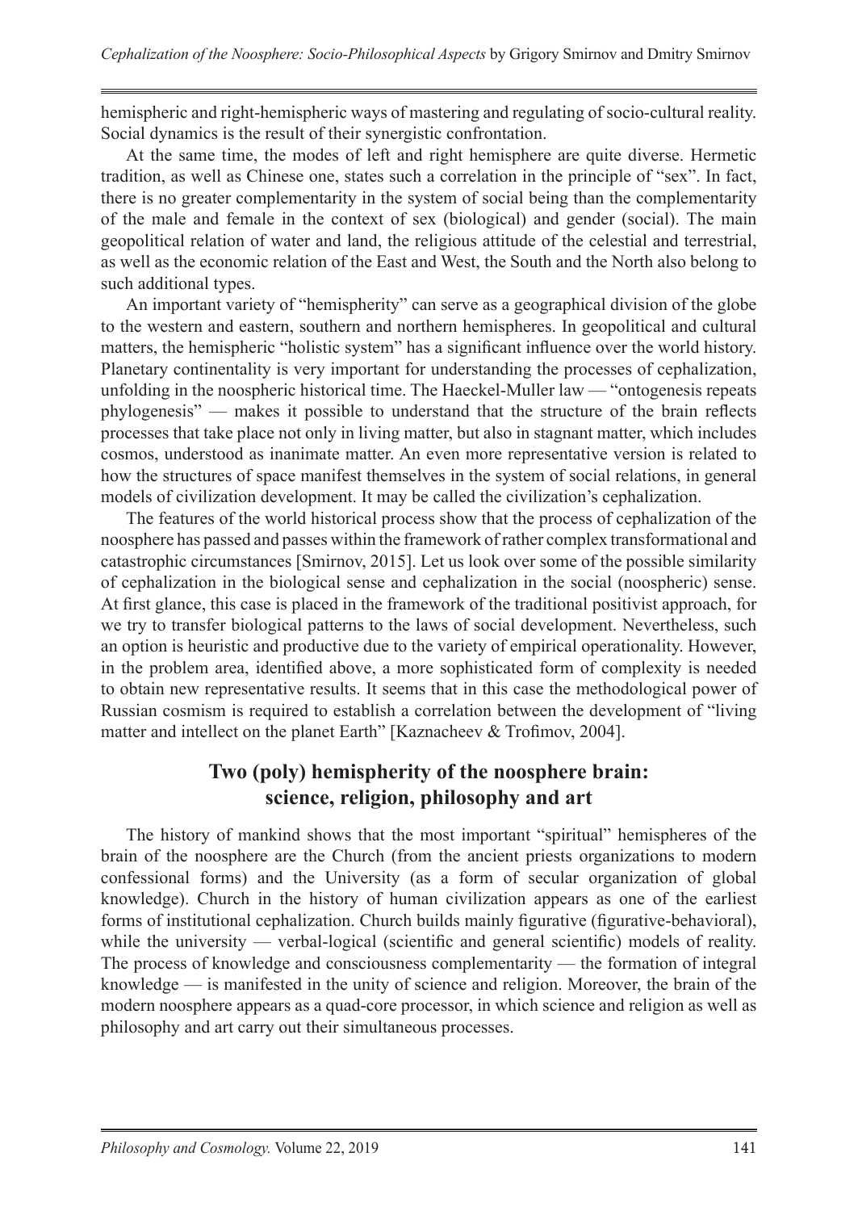hemispheric and right-hemispheric ways of mastering and regulating of socio-cultural reality. Social dynamics is the result of their synergistic confrontation.

At the same time, the modes of left and right hemisphere are quite diverse. Hermetic tradition, as well as Chinese one, states such a correlation in the principle of "sex". In fact, there is no greater complementarity in the system of social being than the complementarity of the male and female in the context of sex (biological) and gender (social). The main geopolitical relation of water and land, the religious attitude of the celestial and terrestrial, as well as the economic relation of the East and West, the South and the North also belong to such additional types.

An important variety of "hemispherity" can serve as a geographical division of the globe to the western and eastern, southern and northern hemispheres. In geopolitical and cultural matters, the hemispheric "holistic system" has a significant influence over the world history. Planetary continentality is very important for understanding the processes of cephalization, unfolding in the noospheric historical time. The Haeckel-Muller law — "ontogenesis repeats phylogenesis" — makes it possible to understand that the structure of the brain reflects processes that take place not only in living matter, but also in stagnant matter, which includes cosmos, understood as inanimate matter. An even more representative version is related to how the structures of space manifest themselves in the system of social relations, in general models of civilization development. It may be called the civilization's cephalization.

The features of the world historical process show that the process of cephalization of the noosphere has passed and passes within the framework of rather complex transformational and catastrophic circumstances [Smirnov, 2015]. Let us look over some of the possible similarity of cephalization in the biological sense and cephalization in the social (noospheric) sense. At first glance, this case is placed in the framework of the traditional positivist approach, for we try to transfer biological patterns to the laws of social development. Nevertheless, such an option is heuristic and productive due to the variety of empirical operationality. However, in the problem area, identified above, a more sophisticated form of complexity is needed to obtain new representative results. It seems that in this case the methodological power of Russian cosmism is required to establish a correlation between the development of "living matter and intellect on the planet Earth" [Kaznacheev & Trofimov, 2004].

## Two (poly) hemispherity of the noosphere brain: science, religion, philosophy and art

The history of mankind shows that the most important "spiritual" hemispheres of the brain of the noosphere are the Church (from the ancient priests organizations to modern confessional forms) and the University (as a form of secular organization of global knowledge). Church in the history of human civilization appears as one of the earliest forms of institutional cephalization. Church builds mainly figurative (figurative-behavioral), while the university — verbal-logical (scientific and general scientific) models of reality. The process of knowledge and consciousness complementarity — the formation of integral knowledge — is manifested in the unity of science and religion. Moreover, the brain of the modern noosphere appears as a quad-core processor, in which science and religion as well as philosophy and art carry out their simultaneous processes.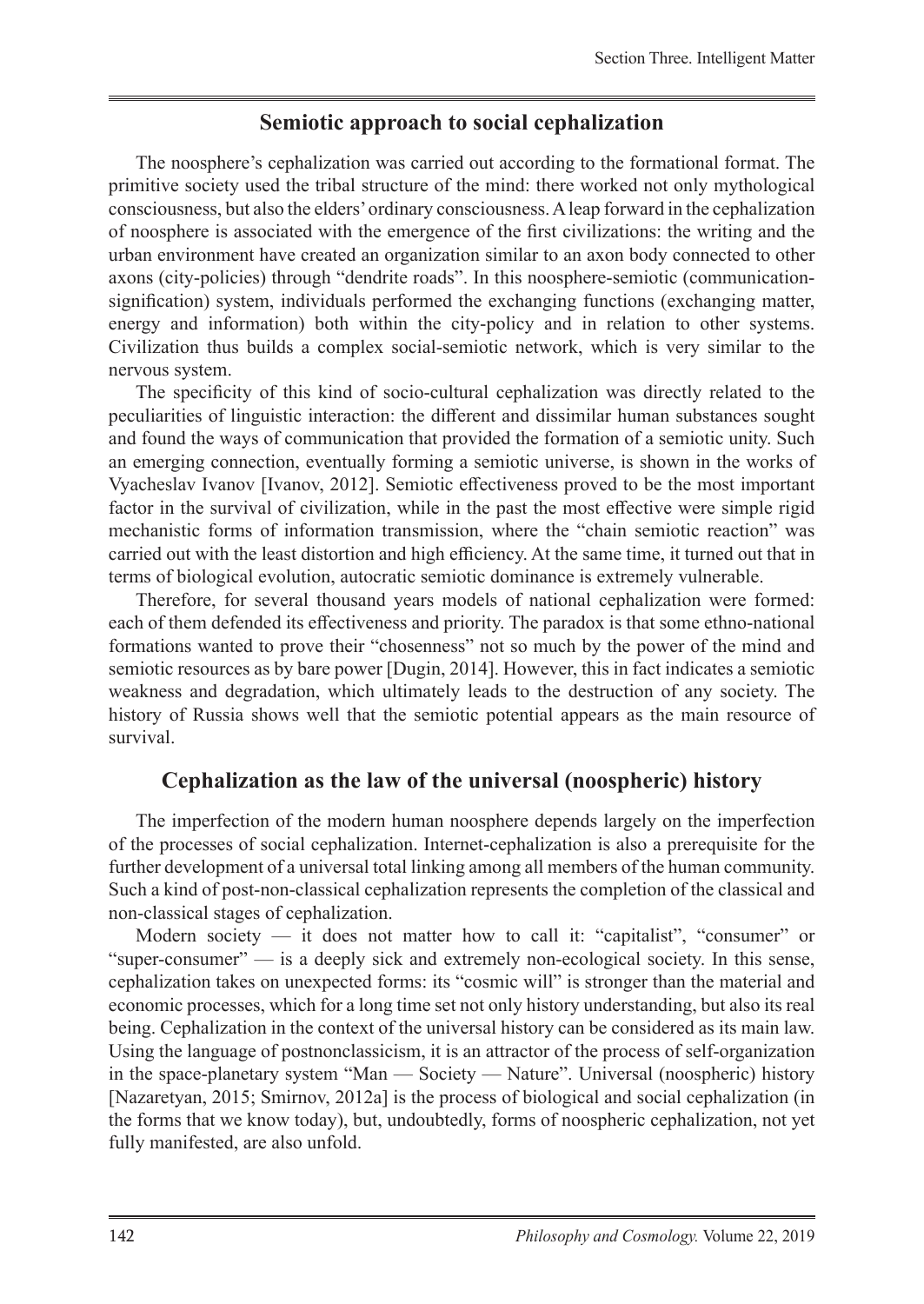## Semiotic approach to social cephalization

The noosphere's cephalization was carried out according to the formational format. The primitive society used the tribal structure of the mind: there worked not only mythological consciousness, but also the elders' ordinary consciousness. A leap forward in the cephalization of noosphere is associated with the emergence of the first civilizations: the writing and the urban environment have created an organization similar to an axon body connected to other axons (city-policies) through "dendrite roads". In this noosphere-semiotic (communication-signification) system, individuals performed the exchanging functions (exchanging matter, energy and information) both within the city-policy and in relation to other systems. Civilization thus builds a complex social-semiotic network, which is very similar to the nervous system.

The specificity of this kind of socio-cultural cephalization was directly related to the peculiarities of linguistic interaction: the different and dissimilar human substances sought and found the ways of communication that provided the formation of a semiotic unity. Such an emerging connection, eventually forming a semiotic universe, is shown in the works of Vyacheslav Ivanov [Ivanov, 2012]. Semiotic effectiveness proved to be the most important factor in the survival of civilization, while in the past the most effective were simple rigid mechanistic forms of information transmission, where the "chain semiotic reaction" was carried out with the least distortion and high efficiency. At the same time, it turned out that in terms of biological evolution, autocratic semiotic dominance is extremely vulnerable.

Therefore, for several thousand years models of national cephalization were formed: each of them defended its effectiveness and priority. The paradox is that some ethno-national formations wanted to prove their "chosenness" not so much by the power of the mind and semiotic resources as by bare power [Dugin, 2014]. However, this in fact indicates a semiotic weakness and degradation, which ultimately leads to the destruction of any society. The history of Russia shows well that the semiotic potential appears as the main resource of survival.

## Cephalization as the law of the universal (noospheric) history

The imperfection of the modern human noosphere depends largely on the imperfection of the processes of social cephalization. Internet-cephalization is also a prerequisite for the further development of a universal total linking among all members of the human community. Such a kind of post-non-classical cephalization represents the completion of the classical and non-classical stages of cephalization.

Modern society — it does not matter how to call it: "capitalist", "consumer" or "super-consumer" — is a deeply sick and extremely non-ecological society. In this sense, cephalization takes on unexpected forms: its "cosmic will" is stronger than the material and economic processes, which for a long time set not only history understanding, but also its real being. Cephalization in the context of the universal history can be considered as its main law. Using the language of postnonclassicism, it is an attractor of the process of self-organization in the space-planetary system "Man — Society — Nature". Universal (noospheric) history [Nazaretyan, 2015; Smirnov, 2012a] is the process of biological and social cephalization (in the forms that we know today), but, undoubtedly, forms of noospheric cephalization, not yet fully manifested, are also unfold.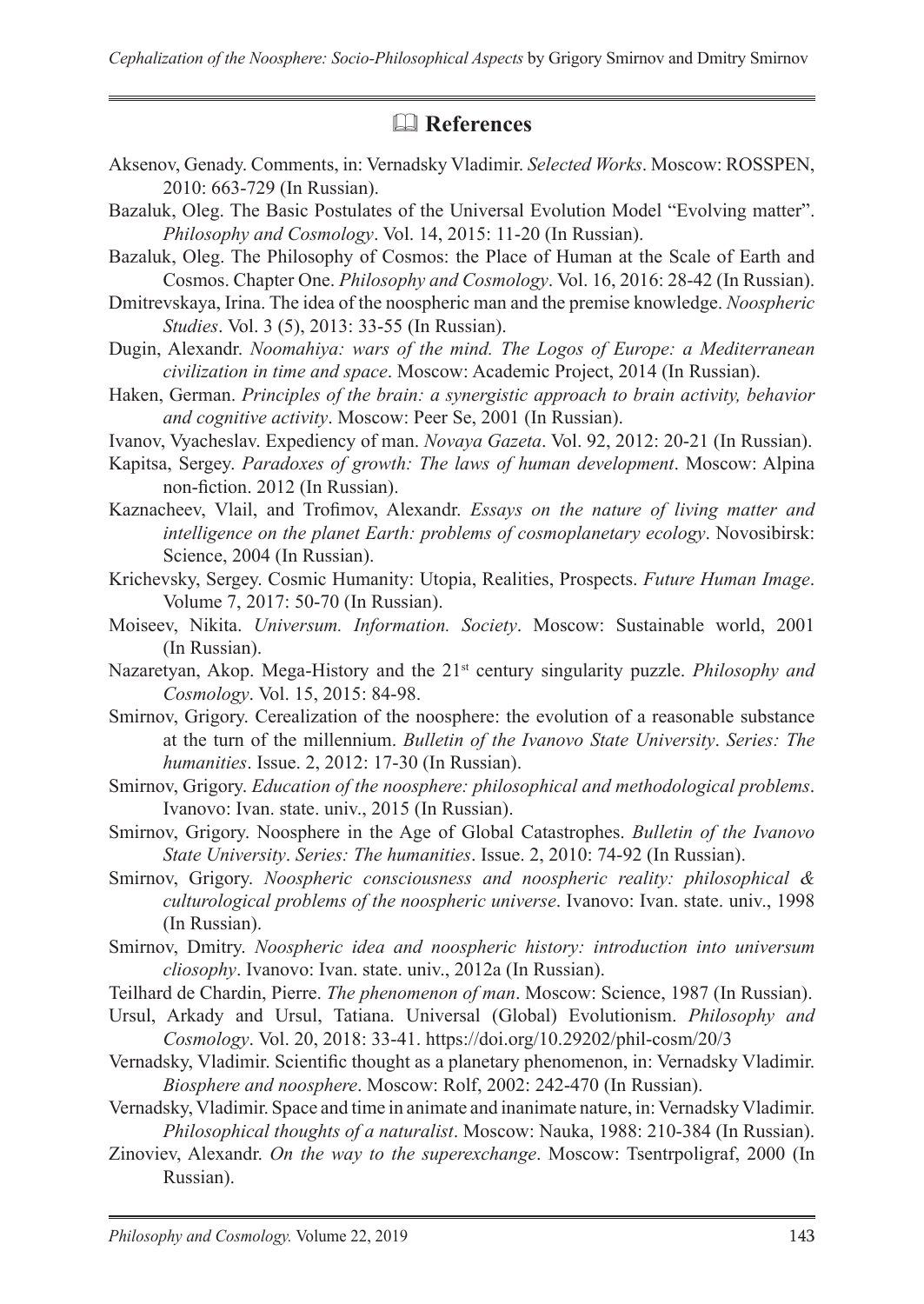## References

Aksenov, Genady. Comments, in: Vernadsky Vladimir. *Selected Works*. Moscow: ROSSPEN, 2010: 663-729 (In Russian).

Bazaluk, Oleg. The Basic Postulates of the Universal Evolution Model "Evolving matter". *Philosophy and Cosmology*. Vol. 14, 2015: 11-20 (In Russian).

Bazaluk, Oleg. The Philosophy of Cosmos: the Place of Human at the Scale of Earth and Cosmos. Chapter One. *Philosophy and Cosmology*. Vol. 16, 2016: 28-42 (In Russian).

Dmitrevskaya, Irina. The idea of the noospheric man and the premise knowledge. *Noospheric Studies*. Vol. 3 (5), 2013: 33-55 (In Russian).

Dugin, Alexandr. *Noomahiya: wars of the mind. The Logos of Europe: a Mediterranean civilization in time and space*. Moscow: Academic Project, 2014 (In Russian).

Haken, German. *Principles of the brain: a synergistic approach to brain activity, behavior and cognitive activity*. Moscow: Peer Se, 2001 (In Russian).

Ivanov, Vyacheslav. Expediency of man. *Novaya Gazeta*. Vol. 92, 2012: 20-21 (In Russian).

Kapitsa, Sergey. *Paradoxes of growth: The laws of human development*. Moscow: Alpina non-fiction. 2012 (In Russian).

Kaznacheev, Vlail, and Trofimov, Alexandr. *Essays on the nature of living matter and intelligence on the planet Earth: problems of cosmoplanetary ecology*. Novosibirsk: Science, 2004 (In Russian).

Krichevsky, Sergey. Cosmic Humanity: Utopia, Realities, Prospects. *Future Human Image*. Volume 7, 2017: 50-70 (In Russian).

Moiseev, Nikita. *Universum. Information. Society*. Moscow: Sustainable world, 2001 (In Russian).

Nazaretyan, Akop. Mega-History and the 21st century singularity puzzle. *Philosophy and Cosmology*. Vol. 15, 2015: 84-98.

Smirnov, Grigory. Cerealization of the noosphere: the evolution of a reasonable substance at the turn of the millennium. *Bulletin of the Ivanovo State University*. *Series: The humanities*. Issue. 2, 2012: 17-30 (In Russian).

Smirnov, Grigory. *Education of the noosphere: philosophical and methodological problems*. Ivanovo: Ivan. state. univ., 2015 (In Russian).

Smirnov, Grigory. Noosphere in the Age of Global Catastrophes. *Bulletin of the Ivanovo State University*. *Series: The humanities*. Issue. 2, 2010: 74-92 (In Russian).

Smirnov, Grigory. *Noospheric consciousness and noospheric reality: philosophical & culturological problems of the noospheric universe*. Ivanovo: Ivan. state. univ., 1998 (In Russian).

Smirnov, Dmitry. *Noospheric idea and noospheric history: introduction into universum cliosophy*. Ivanovo: Ivan. state. univ., 2012a (In Russian).

Teilhard de Chardin, Pierre. *The phenomenon of man*. Moscow: Science, 1987 (In Russian).

Ursul, Arkady and Ursul, Tatiana. Universal (Global) Evolutionism. *Philosophy and Cosmology*. Vol. 20, 2018: 33-41. https://doi.org/10.29202/phil-cosm/20/3

Vernadsky, Vladimir. Scientific thought as a planetary phenomenon, in: Vernadsky Vladimir. *Biosphere and noosphere*. Moscow: Rolf, 2002: 242-470 (In Russian).

Vernadsky, Vladimir. Space and time in animate and inanimate nature, in: Vernadsky Vladimir. *Philosophical thoughts of a naturalist*. Moscow: Nauka, 1988: 210-384 (In Russian).

Zinoviev, Alexandr. *On the way to the superexchange*. Moscow: Tsentrpoligraf, 2000 (In Russian).